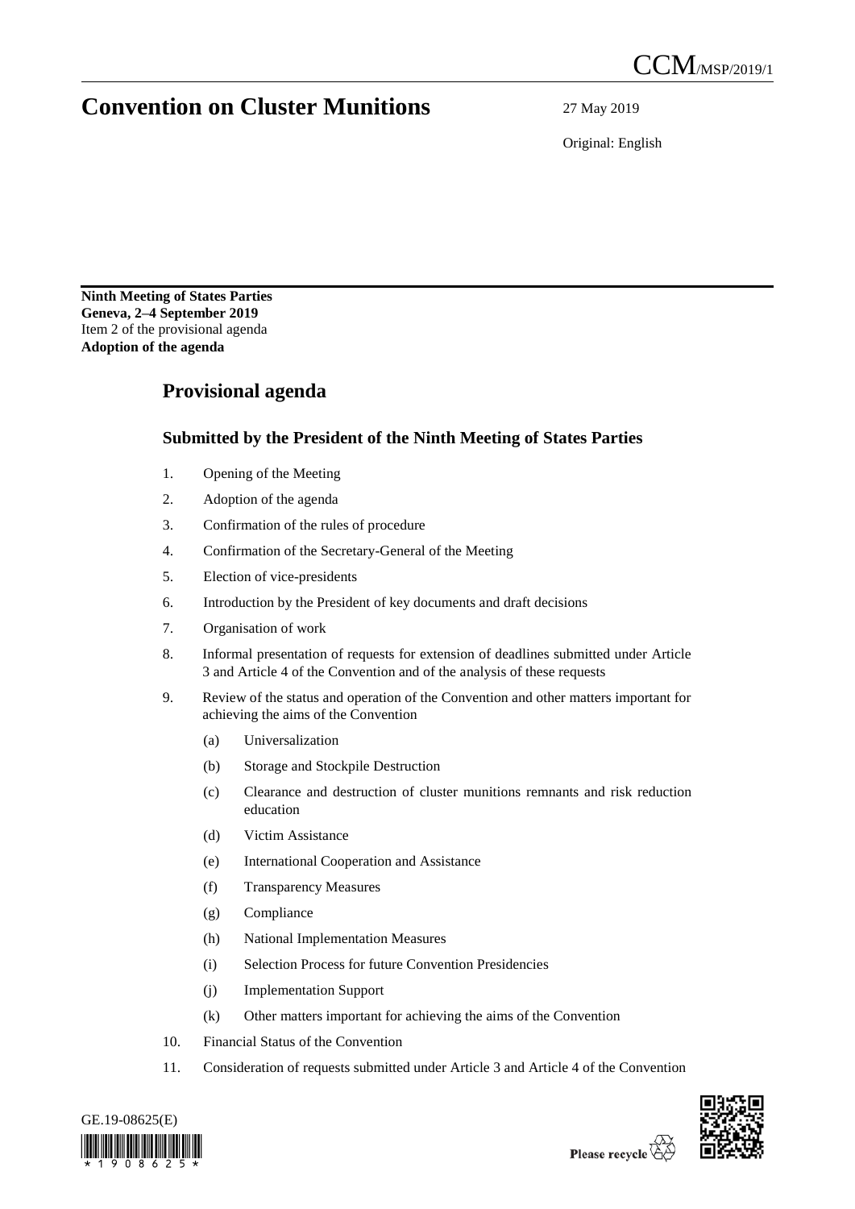CCM/MSP/2019/1

# Convention on Cluster Munitions

27 May 2019

Original: English

**Ninth Meeting of States Parties**
**Geneva, 2–4 September 2019**
Item 2 of the provisional agenda
**Adoption of the agenda**

## Provisional agenda

### Submitted by the President of the Ninth Meeting of States Parties

1. Opening of the Meeting
2. Adoption of the agenda
3. Confirmation of the rules of procedure
4. Confirmation of the Secretary-General of the Meeting
5. Election of vice-presidents
6. Introduction by the President of key documents and draft decisions
7. Organisation of work
8. Informal presentation of requests for extension of deadlines submitted under Article 3 and Article 4 of the Convention and of the analysis of these requests
9. Review of the status and operation of the Convention and other matters important for achieving the aims of the Convention
   (a) Universalization
   (b) Storage and Stockpile Destruction
   (c) Clearance and destruction of cluster munitions remnants and risk reduction education
   (d) Victim Assistance
   (e) International Cooperation and Assistance
   (f) Transparency Measures
   (g) Compliance
   (h) National Implementation Measures
   (i) Selection Process for future Convention Presidencies
   (j) Implementation Support
   (k) Other matters important for achieving the aims of the Convention
10. Financial Status of the Convention
11. Consideration of requests submitted under Article 3 and Article 4 of the Convention

GE.19-08625(E)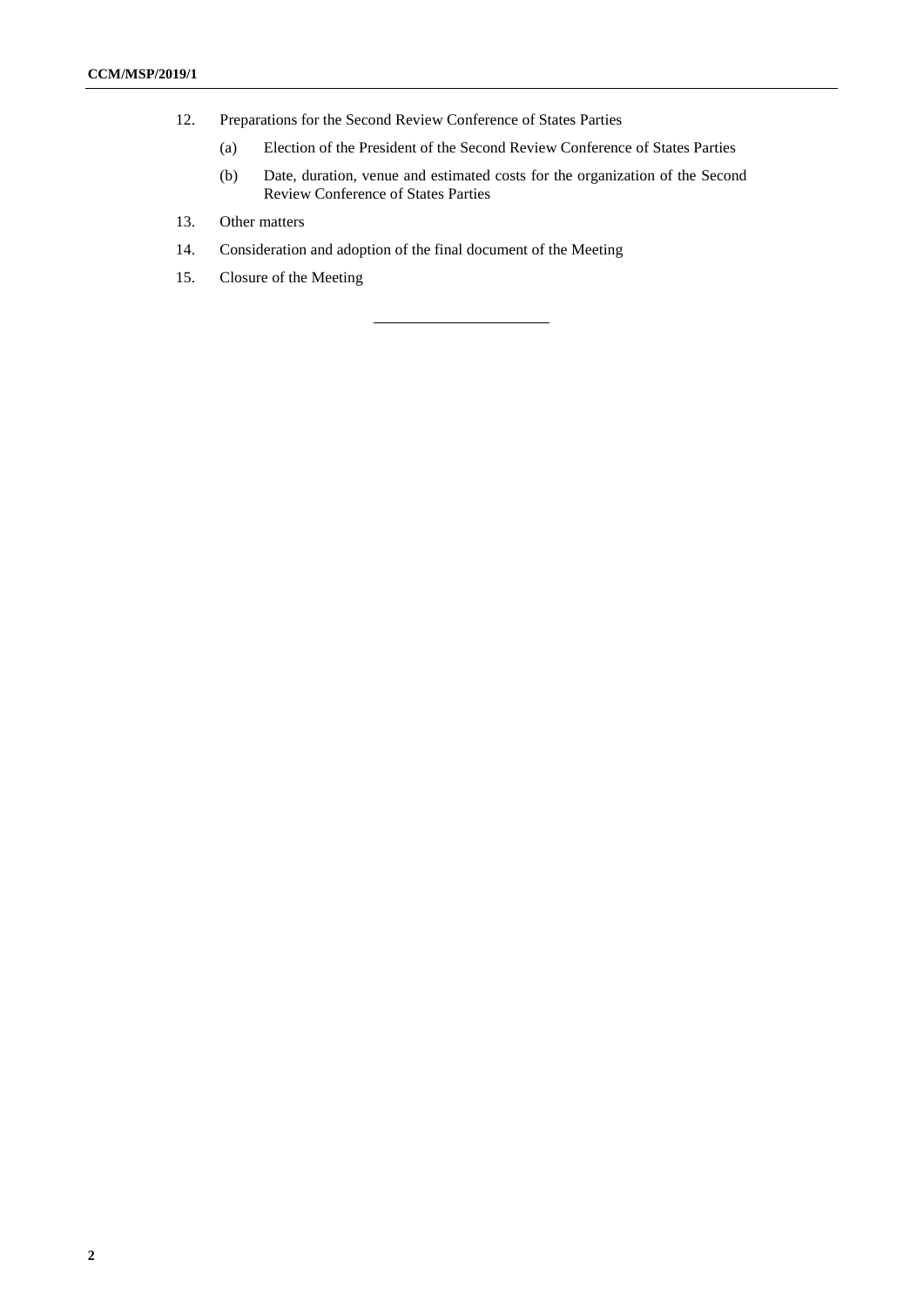12. Preparations for the Second Review Conference of States Parties

    (a) Election of the President of the Second Review Conference of States Parties

    (b) Date, duration, venue and estimated costs for the organization of the Second Review Conference of States Parties

13. Other matters

14. Consideration and adoption of the final document of the Meeting

15. Closure of the Meeting